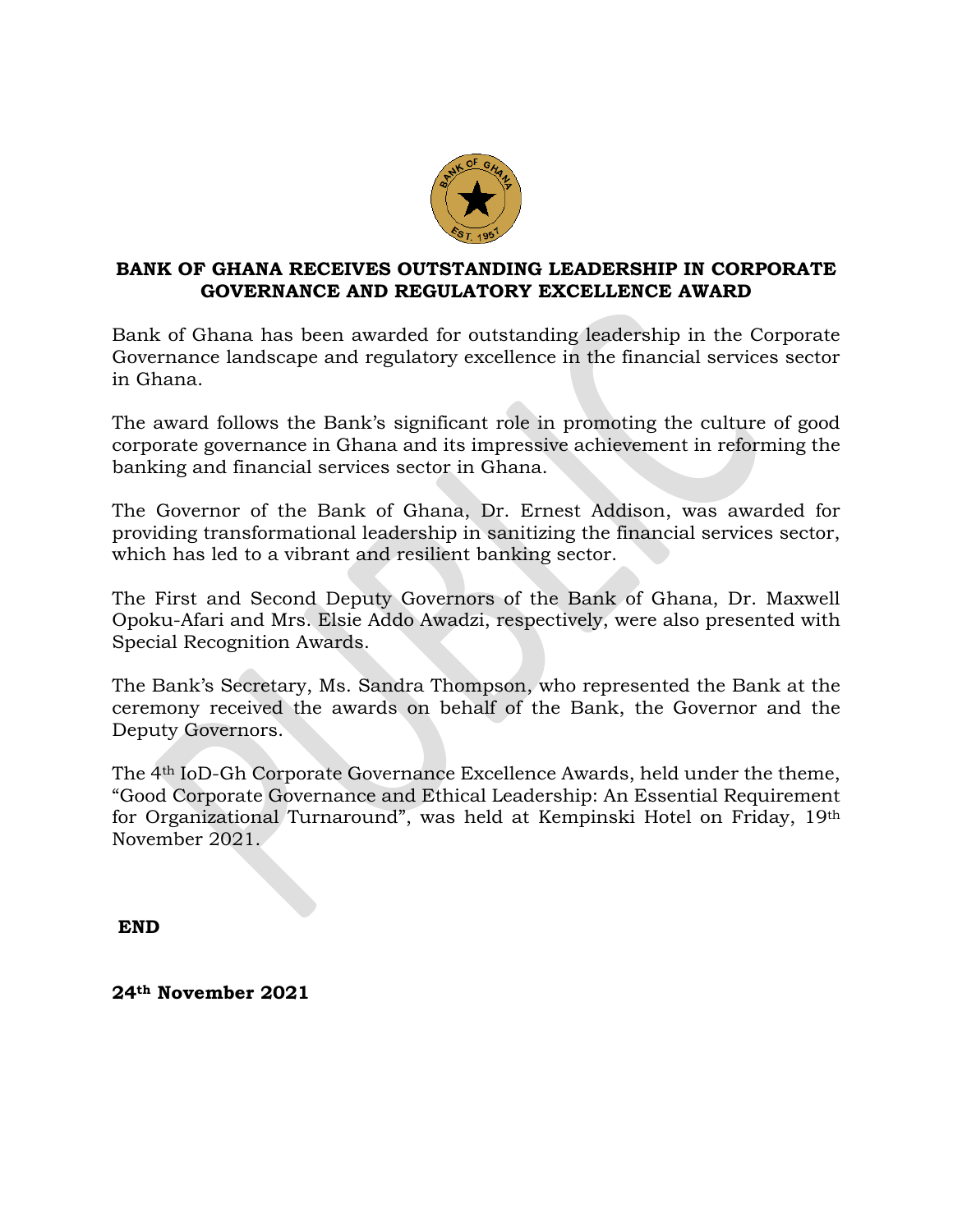# BANK OF GHANA RECEIVES OUTSTANDING LEADERSHIP IN CORPORATE GOVERNANCE AND REGULATORY EXCELLENCE AWARD

Bank of Ghana has been awarded for outstanding leadership in the Corporate Governance landscape and regulatory excellence in the financial services sector in Ghana.

The award follows the Bank's significant role in promoting the culture of good corporate governance in Ghana and its impressive achievement in reforming the banking and financial services sector in Ghana.

The Governor of the Bank of Ghana, Dr. Ernest Addison, was awarded for providing transformational leadership in sanitizing the financial services sector, which has led to a vibrant and resilient banking sector.

The First and Second Deputy Governors of the Bank of Ghana, Dr. Maxwell Opoku-Afari and Mrs. Elsie Addo Awadzi, respectively, were also presented with Special Recognition Awards.

The Bank's Secretary, Ms. Sandra Thompson, who represented the Bank at the ceremony received the awards on behalf of the Bank, the Governor and the Deputy Governors.

The 4th IoD-Gh Corporate Governance Excellence Awards, held under the theme, "Good Corporate Governance and Ethical Leadership: An Essential Requirement for Organizational Turnaround", was held at Kempinski Hotel on Friday, 19th November 2021.

**END**

**24th November 2021**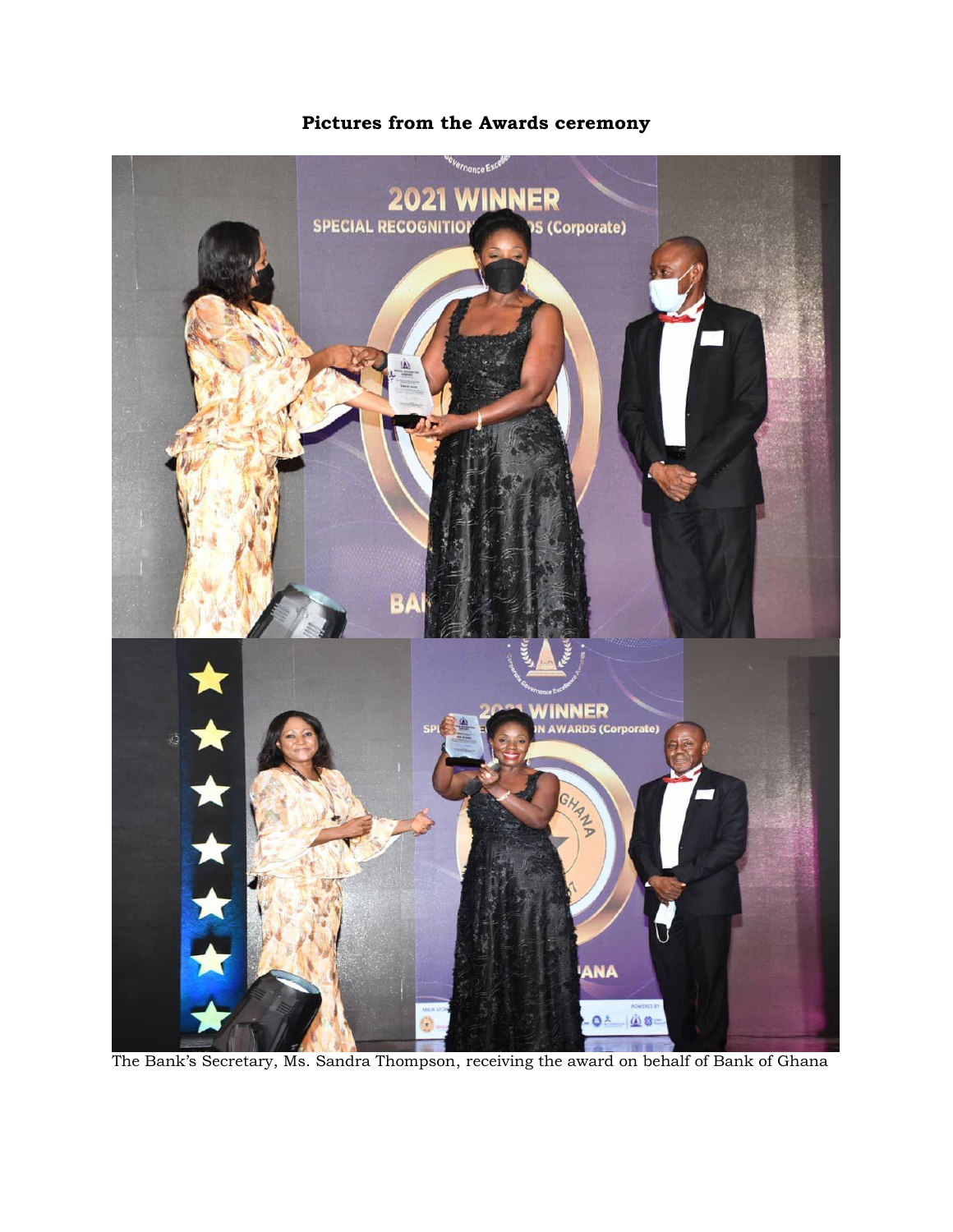**Pictures from the Awards ceremony**

The Bank's Secretary, Ms. Sandra Thompson, receiving the award on behalf of Bank of Ghana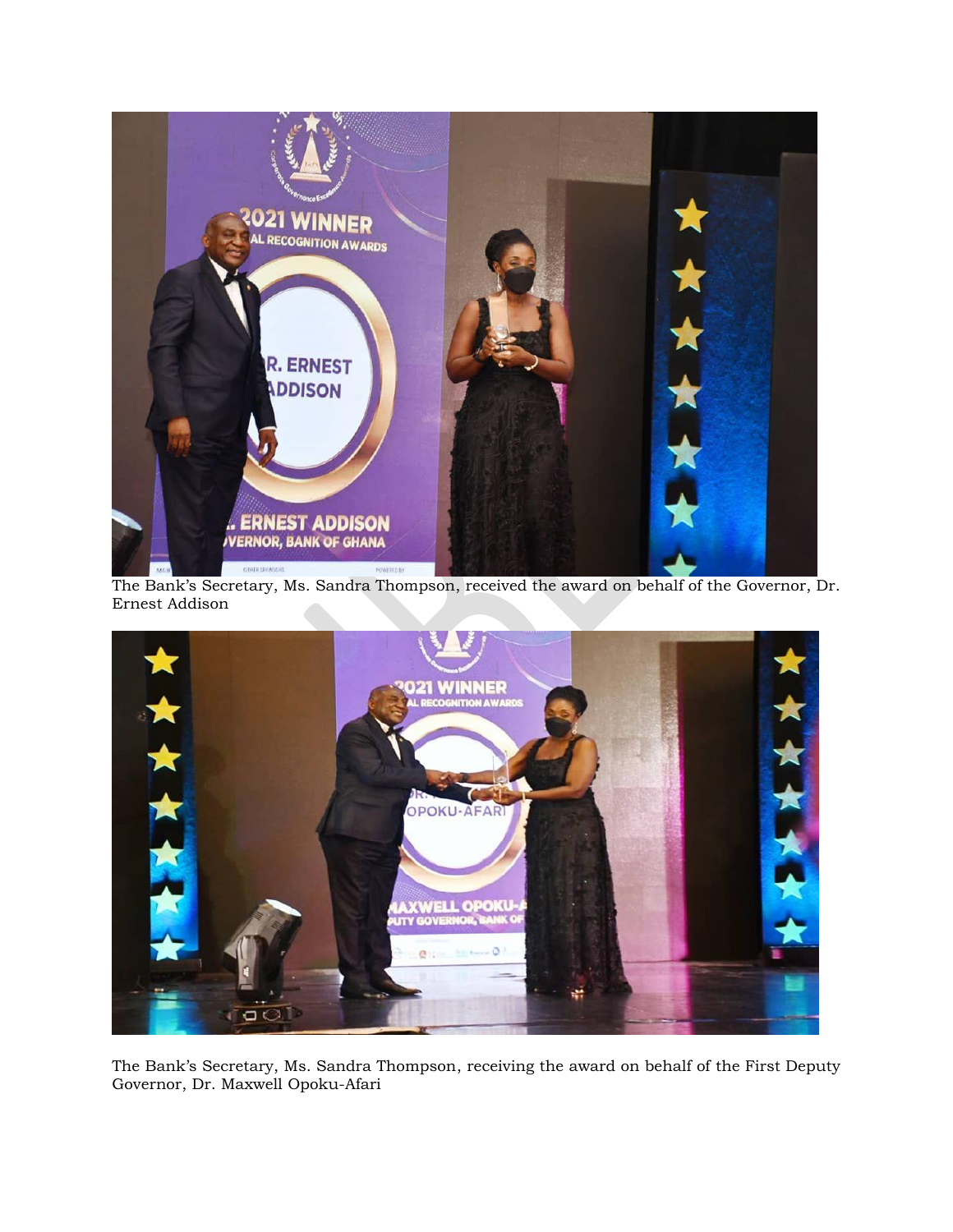The Bank's Secretary, Ms. Sandra Thompson, received the award on behalf of the Governor, Dr. Ernest Addison

The Bank's Secretary, Ms. Sandra Thompson, receiving the award on behalf of the First Deputy Governor, Dr. Maxwell Opoku-Afari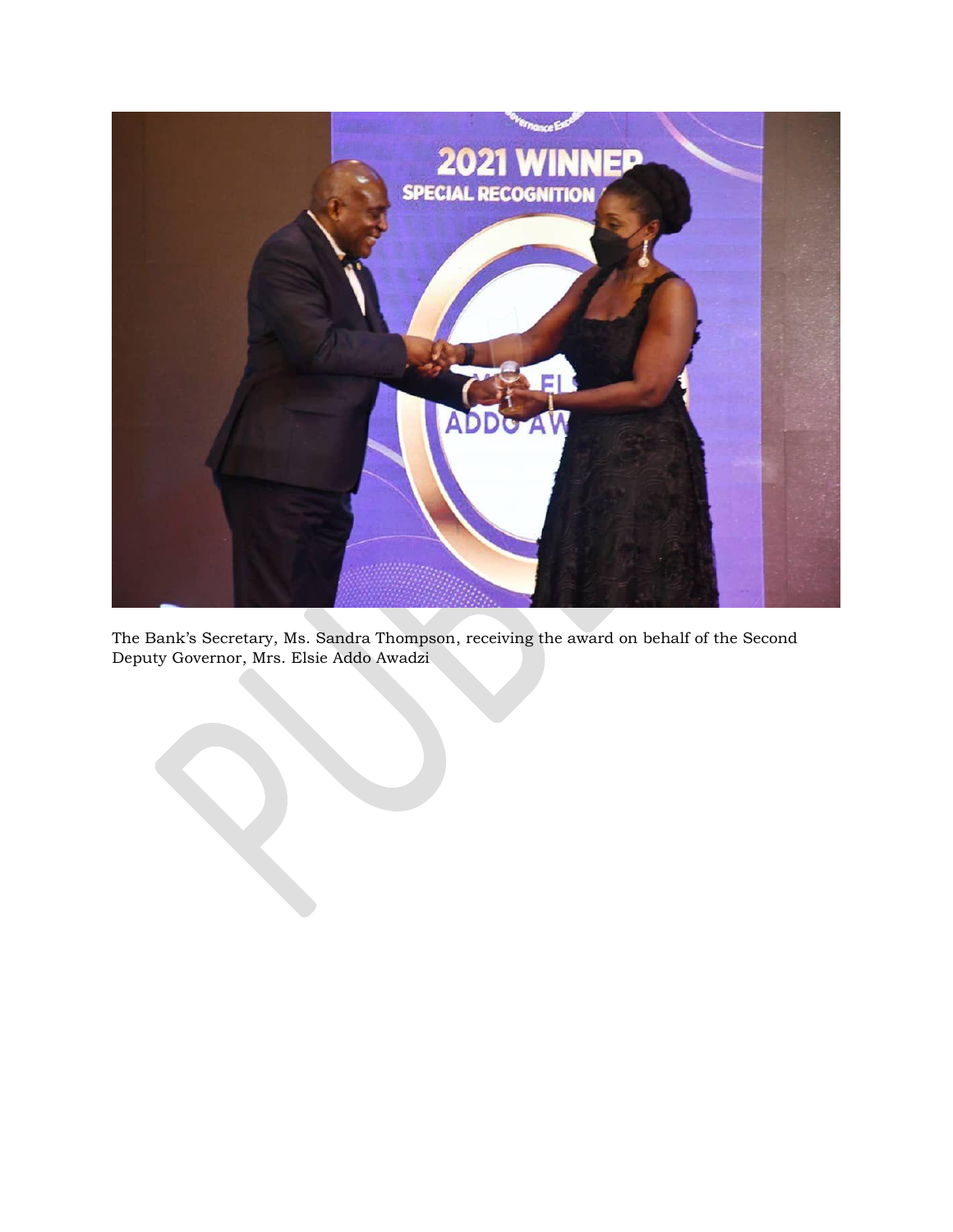The Bank's Secretary, Ms. Sandra Thompson, receiving the award on behalf of the Second Deputy Governor, Mrs. Elsie Addo Awadzi